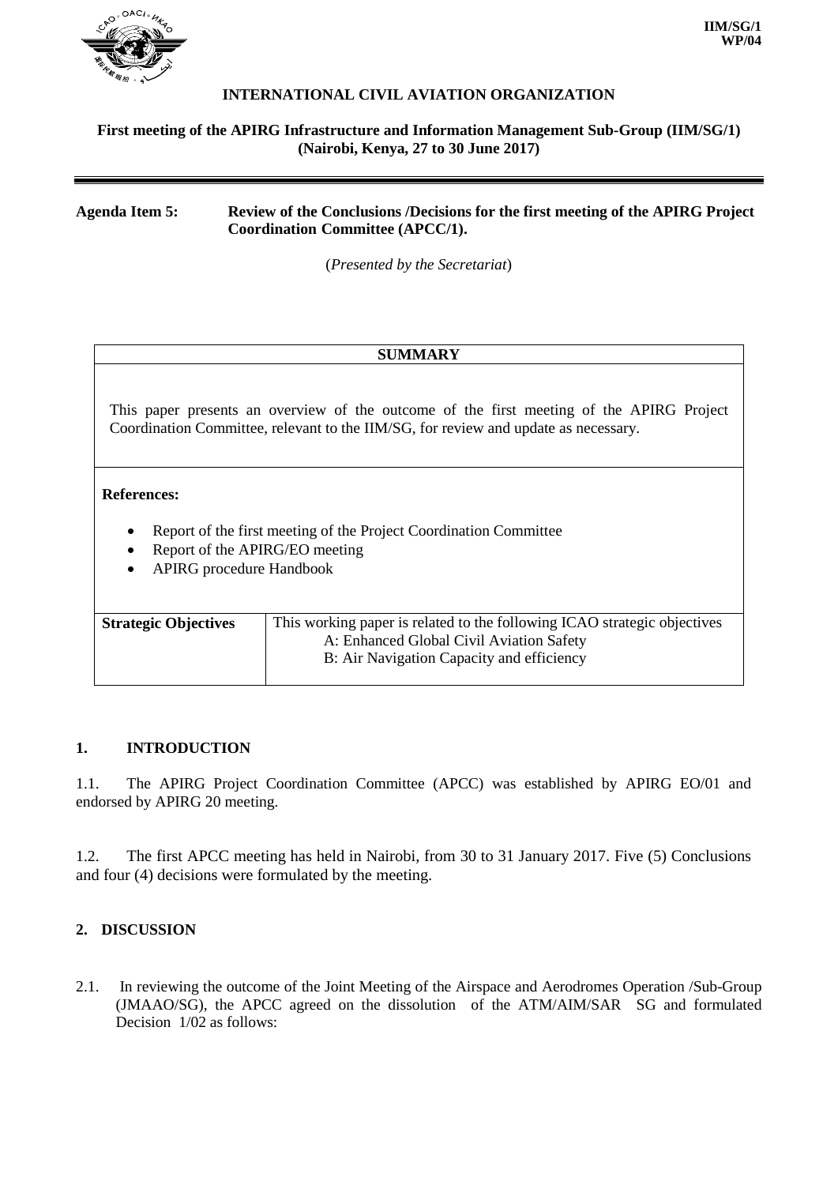**IIM/SG/1**
**WP/04**

**INTERNATIONAL CIVIL AVIATION ORGANIZATION**

**First meeting of the APIRG Infrastructure and Information Management Sub-Group (IIM/SG/1)**
**(Nairobi, Kenya, 27 to 30 June 2017)**

---

**Agenda Item 5: Review of the Conclusions /Decisions for the first meeting of the APIRG Project Coordination Committee (APCC/1).**

(*Presented by the Secretariat*)

| **SUMMARY** | |
|---|---|
| This paper presents an overview of the outcome of the first meeting of the APIRG Project Coordination Committee, relevant to the IIM/SG, for review and update as necessary. | |
| **References:**<br>• Report of the first meeting of the Project Coordination Committee<br>• Report of the APIRG/EO meeting<br>• APIRG procedure Handbook | |
| **Strategic Objectives** | This working paper is related to the following ICAO strategic objectives<br>A: Enhanced Global Civil Aviation Safety<br>B: Air Navigation Capacity and efficiency |

## 1. INTRODUCTION

1.1. The APIRG Project Coordination Committee (APCC) was established by APIRG EO/01 and endorsed by APIRG 20 meeting.

1.2. The first APCC meeting has held in Nairobi, from 30 to 31 January 2017. Five (5) Conclusions and four (4) decisions were formulated by the meeting.

## 2. DISCUSSION

2.1. In reviewing the outcome of the Joint Meeting of the Airspace and Aerodromes Operation /Sub-Group (JMAAO/SG), the APCC agreed on the dissolution of the ATM/AIM/SAR SG and formulated Decision 1/02 as follows: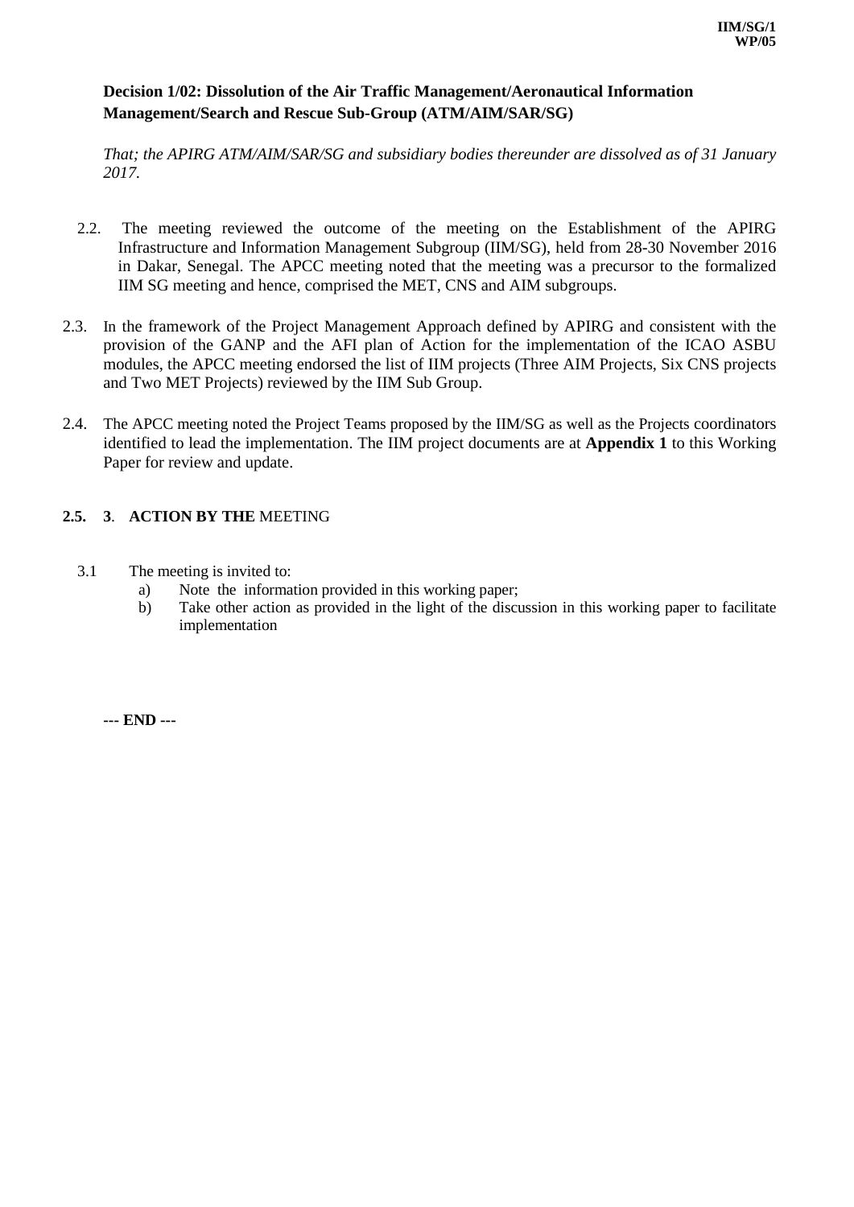**Decision 1/02: Dissolution of the Air Traffic Management/Aeronautical Information Management/Search and Rescue Sub-Group (ATM/AIM/SAR/SG)**

*That; the APIRG ATM/AIM/SAR/SG and subsidiary bodies thereunder are dissolved as of 31 January 2017.*

2.2. The meeting reviewed the outcome of the meeting on the Establishment of the APIRG Infrastructure and Information Management Subgroup (IIM/SG), held from 28-30 November 2016 in Dakar, Senegal. The APCC meeting noted that the meeting was a precursor to the formalized IIM SG meeting and hence, comprised the MET, CNS and AIM subgroups.

2.3. In the framework of the Project Management Approach defined by APIRG and consistent with the provision of the GANP and the AFI plan of Action for the implementation of the ICAO ASBU modules, the APCC meeting endorsed the list of IIM projects (Three AIM Projects, Six CNS projects and Two MET Projects) reviewed by the IIM Sub Group.

2.4. The APCC meeting noted the Project Teams proposed by the IIM/SG as well as the Projects coordinators identified to lead the implementation. The IIM project documents are at **Appendix 1** to this Working Paper for review and update.

**2.5. 3**. **ACTION BY THE** MEETING

3.1 The meeting is invited to:

a) Note the information provided in this working paper;

b) Take other action as provided in the light of the discussion in this working paper to facilitate implementation

**--- END ---**